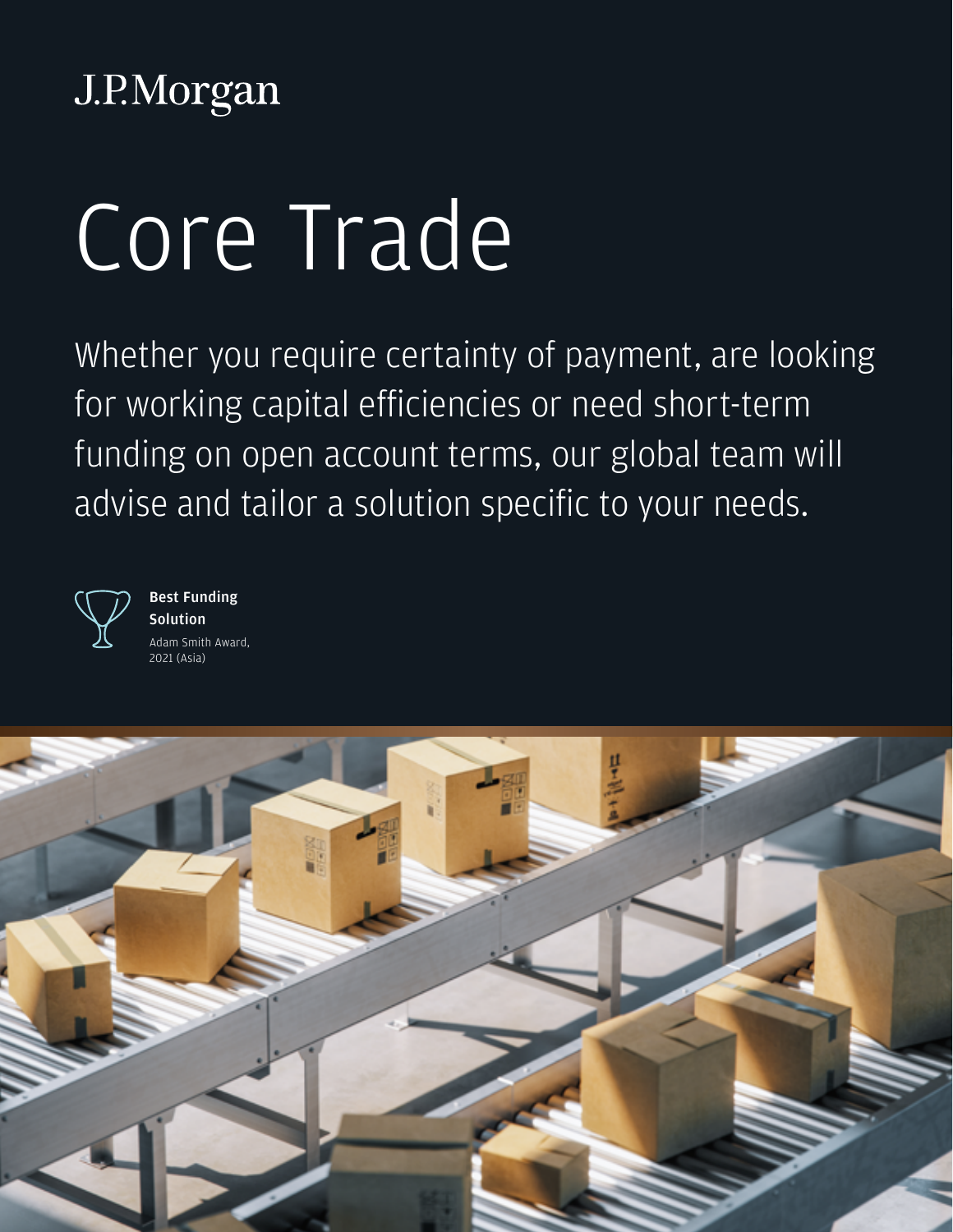J.P.Morgan

# Core Trade

Whether you require certainty of payment, are looking for working capital efficiencies or need short-term funding on open account terms, our global team will advise and tailor a solution specific to your needs.

**Best Funding Solution**
Adam Smith Award, 2021 (Asia)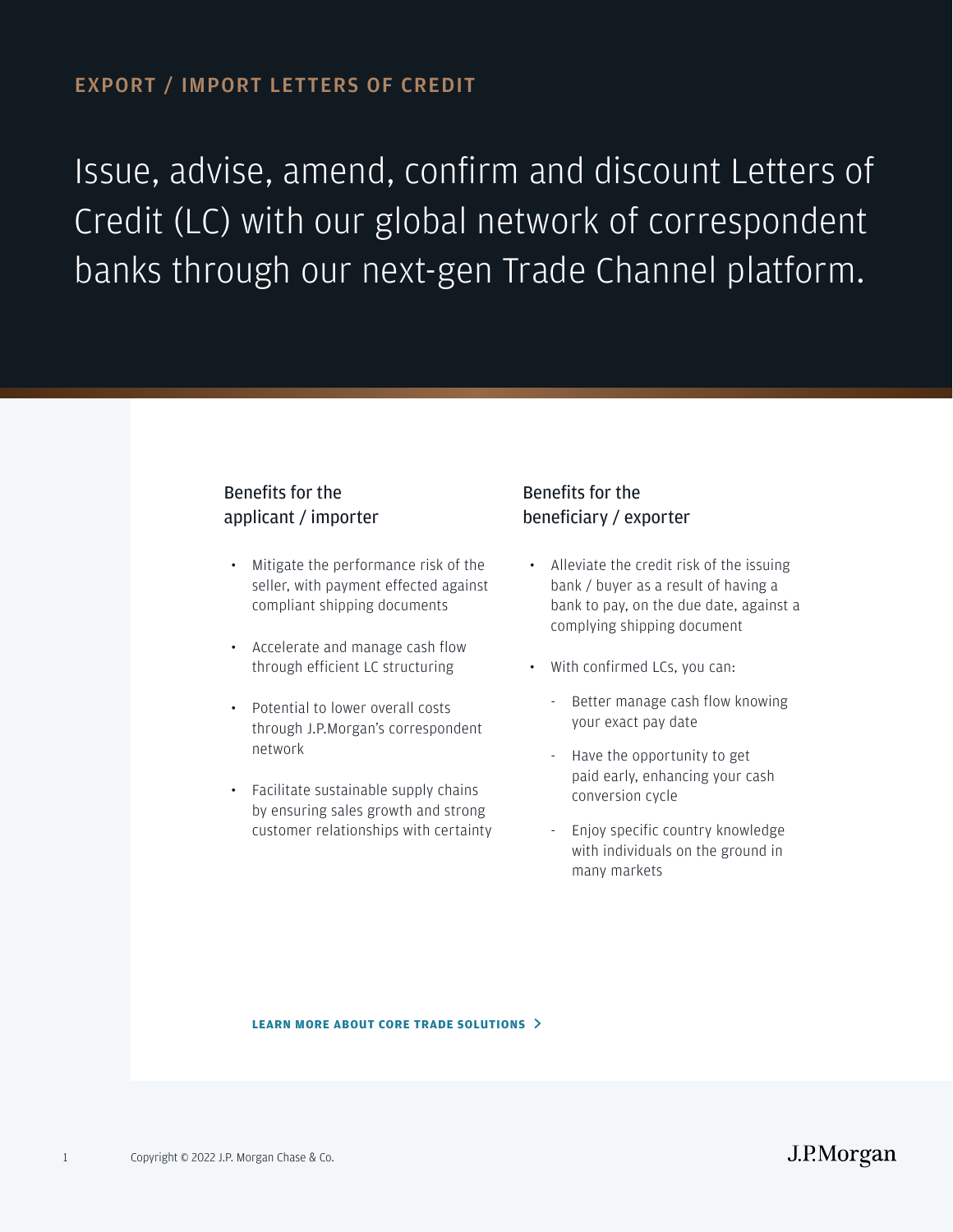EXPORT / IMPORT LETTERS OF CREDIT

# Issue, advise, amend, confirm and discount Letters of Credit (LC) with our global network of correspondent banks through our next-gen Trade Channel platform.

## Benefits for the applicant / importer

- Mitigate the performance risk of the seller, with payment effected against compliant shipping documents
- Accelerate and manage cash flow through efficient LC structuring
- Potential to lower overall costs through J.P.Morgan's correspondent network
- Facilitate sustainable supply chains by ensuring sales growth and strong customer relationships with certainty

## Benefits for the beneficiary / exporter

- Alleviate the credit risk of the issuing bank / buyer as a result of having a bank to pay, on the due date, against a complying shipping document
- With confirmed LCs, you can:
  - Better manage cash flow knowing your exact pay date
  - Have the opportunity to get paid early, enhancing your cash conversion cycle
  - Enjoy specific country knowledge with individuals on the ground in many markets

**LEARN MORE ABOUT CORE TRADE SOLUTIONS >**

Copyright © 2022 J.P. Morgan Chase & Co.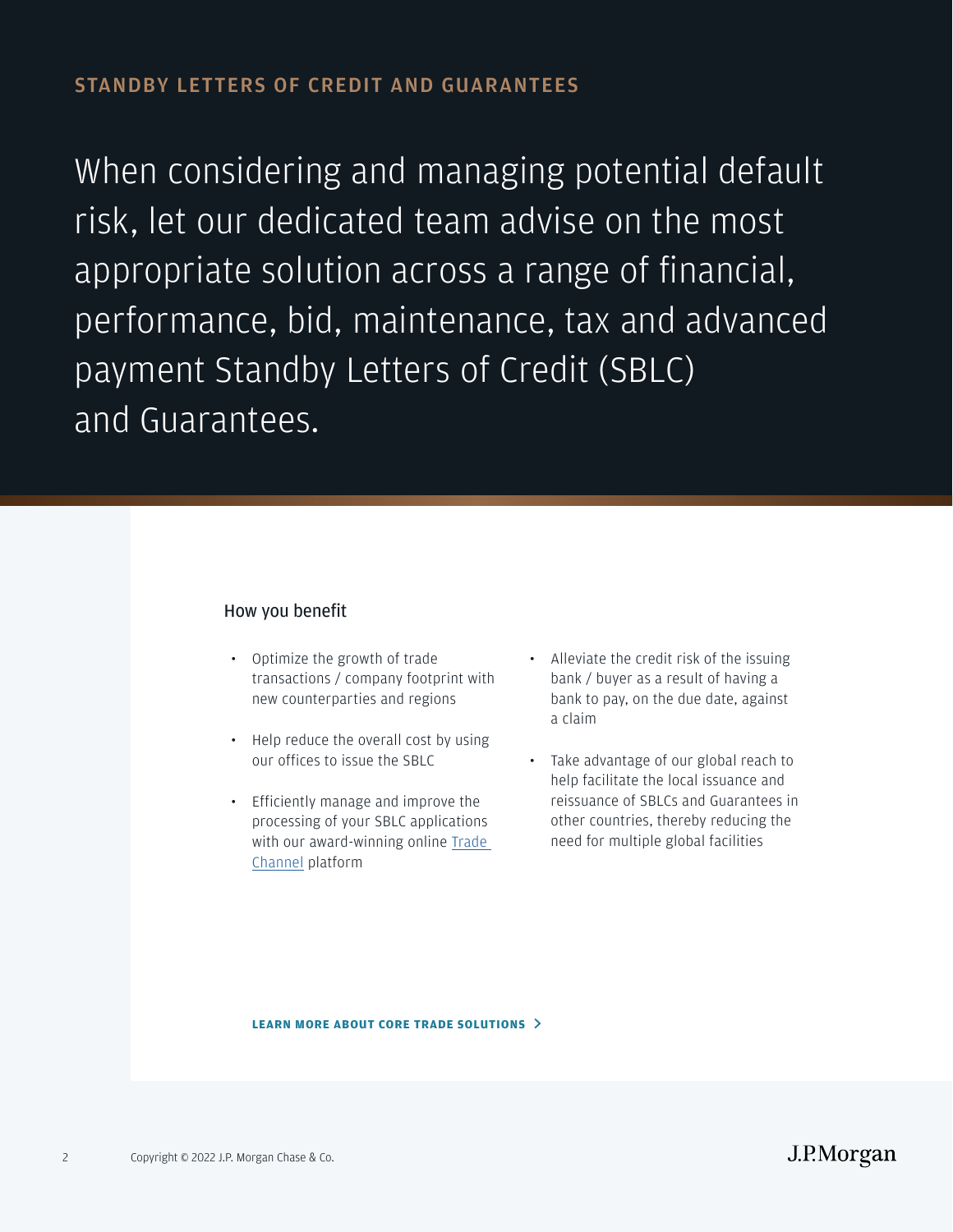## STANDBY LETTERS OF CREDIT AND GUARANTEES

When considering and managing potential default risk, let our dedicated team advise on the most appropriate solution across a range of financial, performance, bid, maintenance, tax and advanced payment Standby Letters of Credit (SBLC) and Guarantees.

### How you benefit

- Optimize the growth of trade transactions / company footprint with new counterparties and regions
- Help reduce the overall cost by using our offices to issue the SBLC
- Efficiently manage and improve the processing of your SBLC applications with our award-winning online Trade Channel platform
- Alleviate the credit risk of the issuing bank / buyer as a result of having a bank to pay, on the due date, against a claim
- Take advantage of our global reach to help facilitate the local issuance and reissuance of SBLCs and Guarantees in other countries, thereby reducing the need for multiple global facilities

**LEARN MORE ABOUT CORE TRADE SOLUTIONS >**

Copyright © 2022 J.P. Morgan Chase & Co.

J.P.Morgan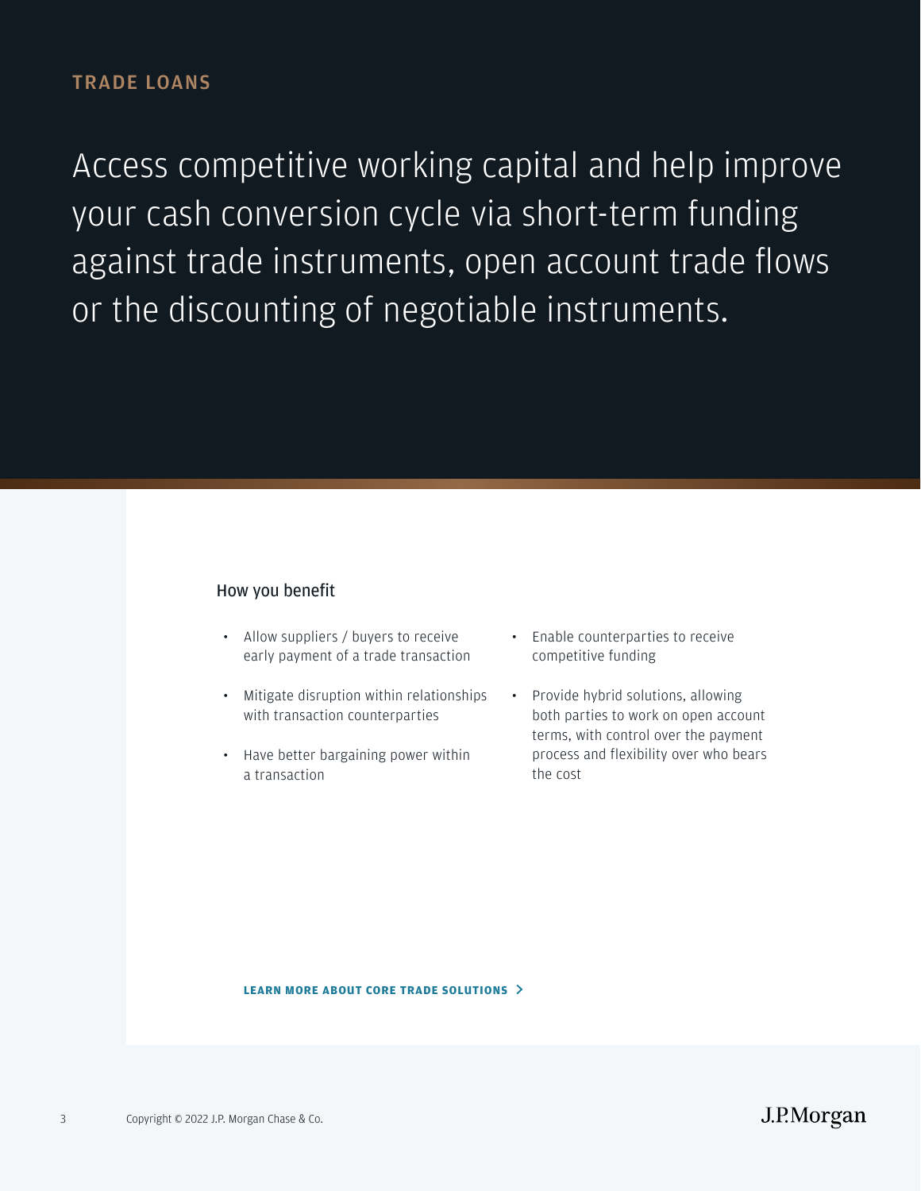## TRADE LOANS

# Access competitive working capital and help improve your cash conversion cycle via short-term funding against trade instruments, open account trade flows or the discounting of negotiable instruments.

### How you benefit

- Allow suppliers / buyers to receive early payment of a trade transaction
- Mitigate disruption within relationships with transaction counterparties
- Have better bargaining power within a transaction
- Enable counterparties to receive competitive funding
- Provide hybrid solutions, allowing both parties to work on open account terms, with control over the payment process and flexibility over who bears the cost

**LEARN MORE ABOUT CORE TRADE SOLUTIONS >**

Copyright © 2022 J.P. Morgan Chase & Co.

J.P.Morgan